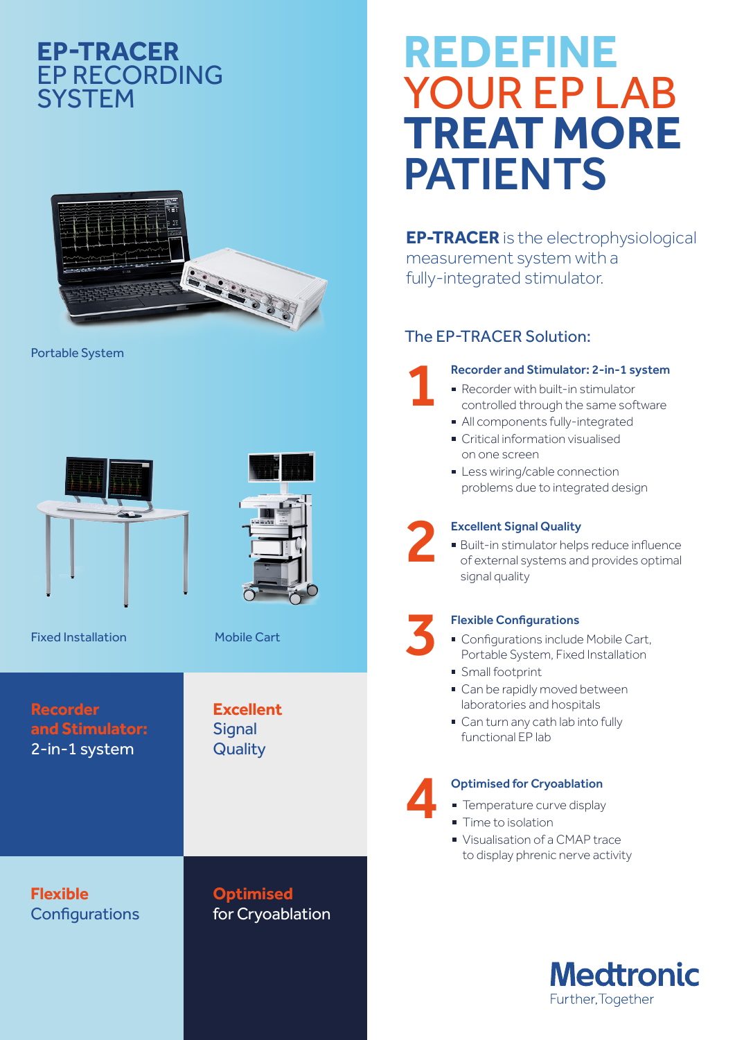# EP-TRACER EP RECORDING SYSTEM

Portable System

Fixed Installation

Mobile Cart

**Recorder and Stimulator:** 2-in-1 system

**Excellent** Signal Quality

**Flexible** Configurations

**Optimised** for Cryoablation

# REDEFINE YOUR EP LAB TREAT MORE PATIENTS

**EP-TRACER** is the electrophysiological measurement system with a fully-integrated stimulator.

## The EP-TRACER Solution:

### 1 Recorder and Stimulator: 2-in-1 system

- Recorder with built-in stimulator controlled through the same software
- All components fully-integrated
- Critical information visualised on one screen
- Less wiring/cable connection problems due to integrated design

### 2 Excellent Signal Quality

- Built-in stimulator helps reduce influence of external systems and provides optimal signal quality

### 3 Flexible Configurations

- Configurations include Mobile Cart, Portable System, Fixed Installation
- Small footprint
- Can be rapidly moved between laboratories and hospitals
- Can turn any cath lab into fully functional EP lab

### 4 Optimised for Cryoablation

- Temperature curve display
- Time to isolation
- Visualisation of a CMAP trace to display phrenic nerve activity

**Medtronic**
Further, Together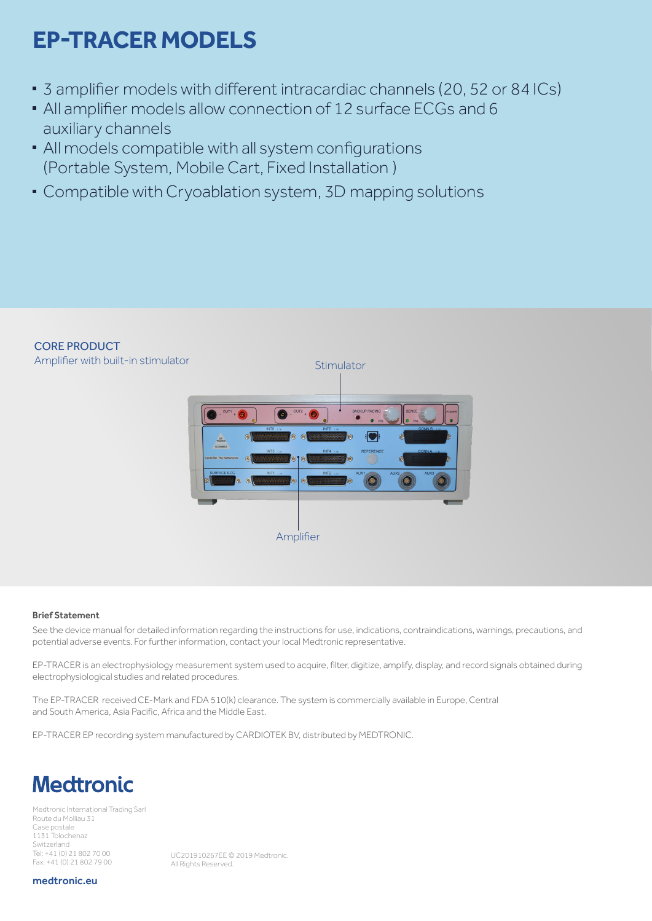# EP-TRACER MODELS

- 3 amplifier models with different intracardiac channels (20, 52 or 84 ICs)
- All amplifier models allow connection of 12 surface ECGs and 6 auxiliary channels
- All models compatible with all system configurations (Portable System, Mobile Cart, Fixed Installation )
- Compatible with Cryoablation system, 3D mapping solutions

CORE PRODUCT

Amplifier with built-in stimulator

Stimulator

Amplifier

**Brief Statement**

See the device manual for detailed information regarding the instructions for use, indications, contraindications, warnings, precautions, and potential adverse events. For further information, contact your local Medtronic representative.

EP-TRACER is an electrophysiology measurement system used to acquire, filter, digitize, amplify, display, and record signals obtained during electrophysiological studies and related procedures.

The EP-TRACER received CE-Mark and FDA 510(k) clearance. The system is commercially available in Europe, Central and South America, Asia Pacific, Africa and the Middle East.

EP-TRACER EP recording system manufactured by CARDIOTEK BV, distributed by MEDTRONIC.

**Medtronic**

Medtronic International Trading Sarl
Route du Molliau 31
Case postale
1131 Tolochenaz
Switzerland
Tel: +41 (0) 21 802 70 00
Fax: +41 (0) 21 802 79 00

UC201910267EE © 2019 Medtronic.
All Rights Reserved.

**medtronic.eu**